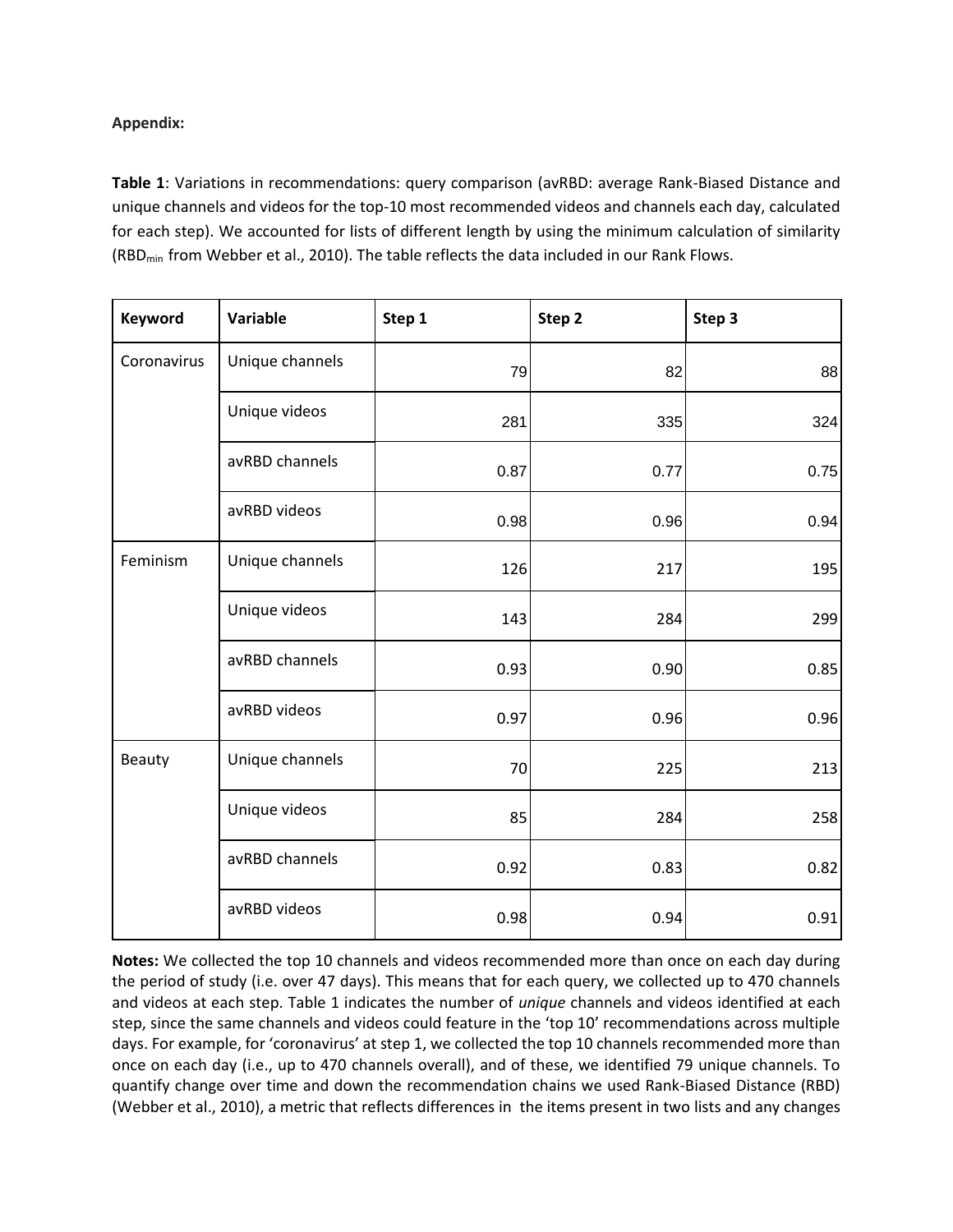**Appendix:**

**Table 1**: Variations in recommendations: query comparison (avRBD: average Rank-Biased Distance and unique channels and videos for the top-10 most recommended videos and channels each day, calculated for each step). We accounted for lists of different length by using the minimum calculation of similarity ($RBD_{min}$ from Webber et al., 2010). The table reflects the data included in our Rank Flows.

| Keyword | Variable | Step 1 | Step 2 | Step 3 |
|---|---|---|---|---|
| Coronavirus | Unique channels | 79 | 82 | 88 |
| | Unique videos | 281 | 335 | 324 |
| | avRBD channels | 0.87 | 0.77 | 0.75 |
| | avRBD videos | 0.98 | 0.96 | 0.94 |
| Feminism | Unique channels | 126 | 217 | 195 |
| | Unique videos | 143 | 284 | 299 |
| | avRBD channels | 0.93 | 0.90 | 0.85 |
| | avRBD videos | 0.97 | 0.96 | 0.96 |
| Beauty | Unique channels | 70 | 225 | 213 |
| | Unique videos | 85 | 284 | 258 |
| | avRBD channels | 0.92 | 0.83 | 0.82 |
| | avRBD videos | 0.98 | 0.94 | 0.91 |

**Notes:** We collected the top 10 channels and videos recommended more than once on each day during the period of study (i.e. over 47 days). This means that for each query, we collected up to 470 channels and videos at each step. Table 1 indicates the number of *unique* channels and videos identified at each step, since the same channels and videos could feature in the 'top 10' recommendations across multiple days. For example, for 'coronavirus' at step 1, we collected the top 10 channels recommended more than once on each day (i.e., up to 470 channels overall), and of these, we identified 79 unique channels. To quantify change over time and down the recommendation chains we used Rank-Biased Distance (RBD) (Webber et al., 2010), a metric that reflects differences in the items present in two lists and any changes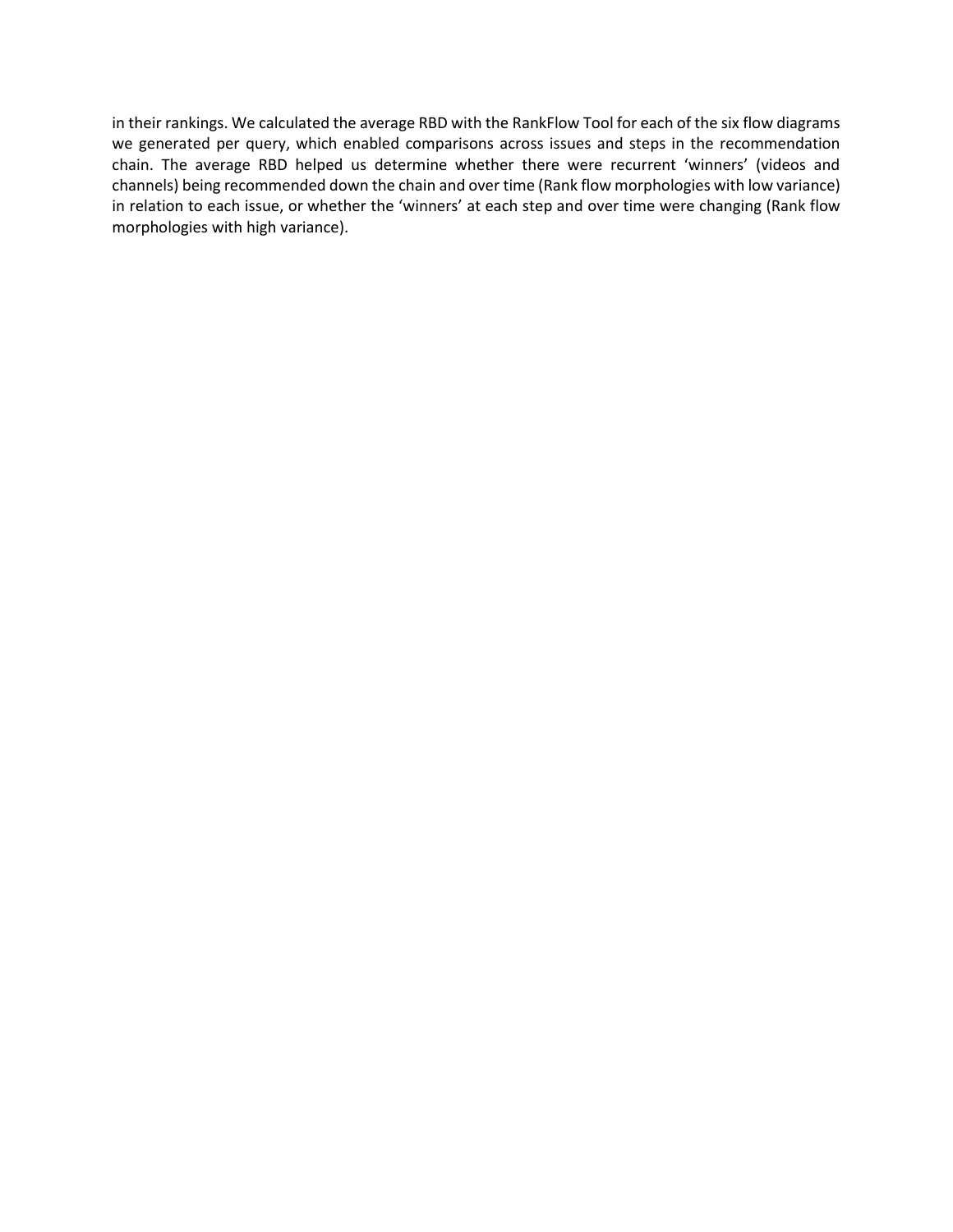in their rankings. We calculated the average RBD with the RankFlow Tool for each of the six flow diagrams we generated per query, which enabled comparisons across issues and steps in the recommendation chain. The average RBD helped us determine whether there were recurrent 'winners' (videos and channels) being recommended down the chain and over time (Rank flow morphologies with low variance) in relation to each issue, or whether the 'winners' at each step and over time were changing (Rank flow morphologies with high variance).